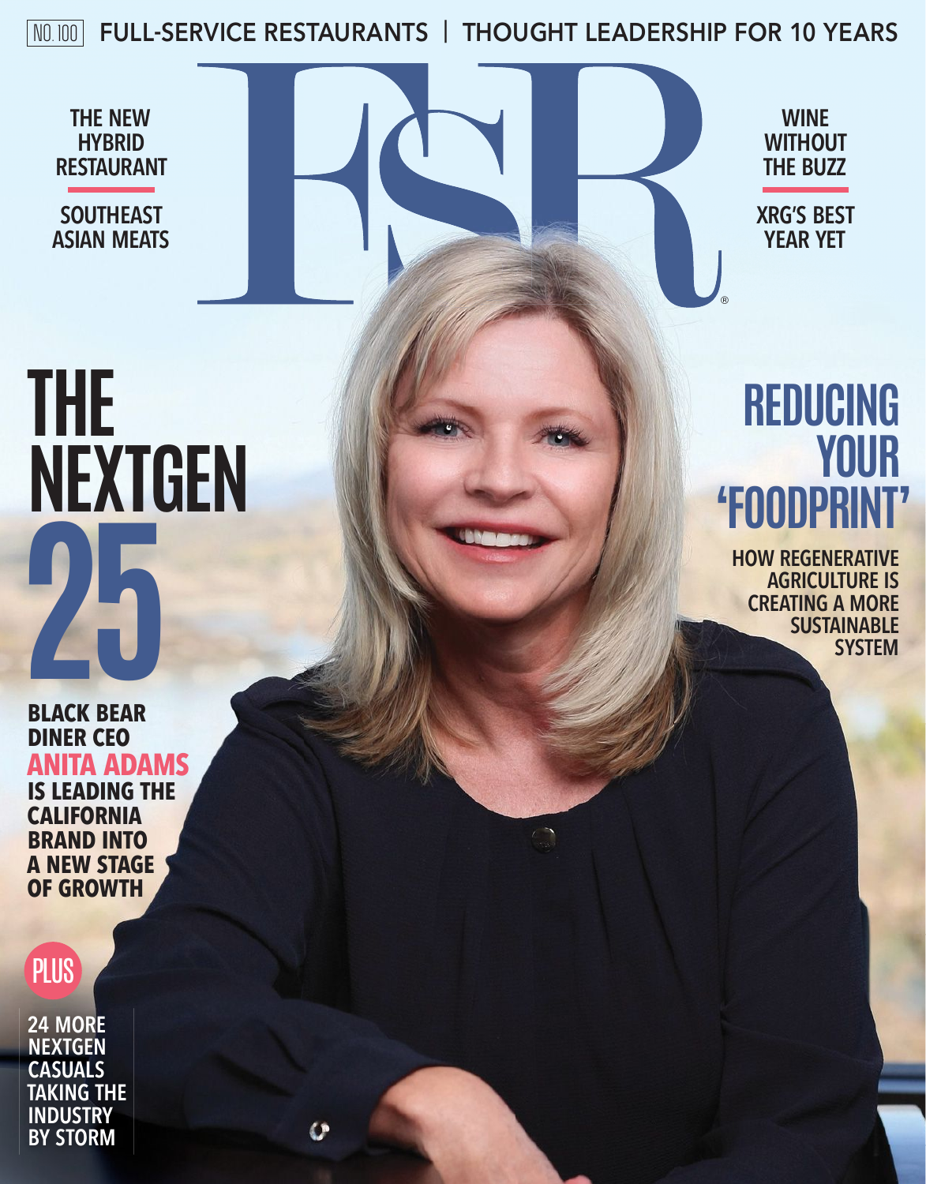NO. 100 FULL-SERVICE RESTAURANTS | THOUGHT LEADERSHIP FOR 10 YEARS

# FSR®

THE NEW HYBRID RESTAURANT

SOUTHEAST ASIAN MEATS

WINE WITHOUT THE BUZZ

XRG'S BEST YEAR YET

## THE NEXTGEN 25

**BLACK BEAR DINER CEO ANITA ADAMS IS LEADING THE CALIFORNIA BRAND INTO A NEW STAGE OF GROWTH**

## REDUCING YOUR 'FOODPRINT'

**HOW REGENERATIVE AGRICULTURE IS CREATING A MORE SUSTAINABLE SYSTEM**

PLUS

**24 MORE NEXTGEN CASUALS TAKING THE INDUSTRY BY STORM**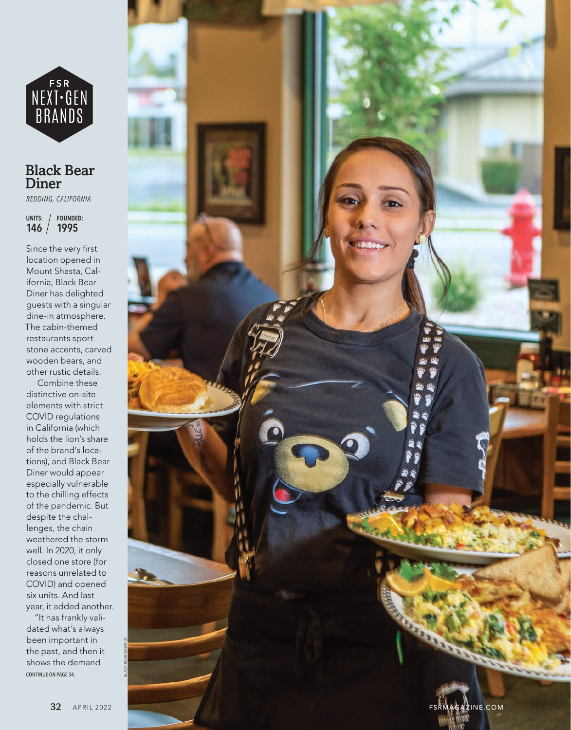FSR NEXT·GEN BRANDS

## Black Bear Diner

*REDDING, CALIFORNIA*

**UNITS:** 146 / **FOUNDED:** 1995

Since the very first location opened in Mount Shasta, California, Black Bear Diner has delighted guests with a singular dine-in atmosphere. The cabin-themed restaurants sport stone accents, carved wooden bears, and other rustic details.

Combine these distinctive on-site elements with strict COVID regulations in California (which holds the lion's share of the brand's locations), and Black Bear Diner would appear especially vulnerable to the chilling effects of the pandemic. But despite the challenges, the chain weathered the storm well. In 2020, it only closed one store (for reasons unrelated to COVID) and opened six units. And last year, it added another.

"It has frankly validated what's always been important in the past, and then it shows the demand

CONTINUE ON PAGE 34.

BLACK BEAR DINER (5)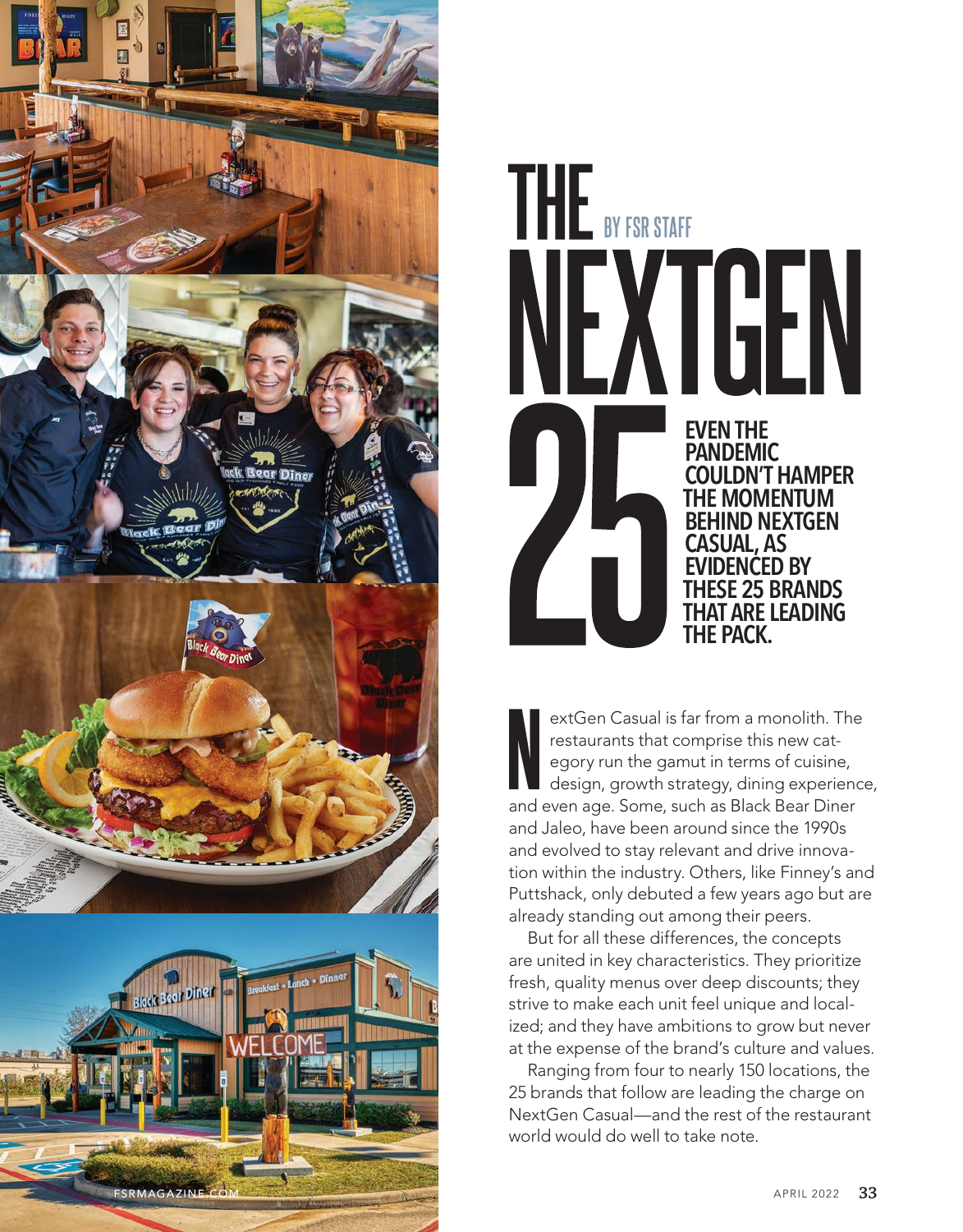# THE NEXTGEN 25

BY FSR STAFF

**EVEN THE PANDEMIC COULDN'T HAMPER THE MOMENTUM BEHIND NEXTGEN CASUAL, AS EVIDENCED BY THESE 25 BRANDS THAT ARE LEADING THE PACK.**

NextGen Casual is far from a monolith. The restaurants that comprise this new category run the gamut in terms of cuisine, design, growth strategy, dining experience, and even age. Some, such as Black Bear Diner and Jaleo, have been around since the 1990s and evolved to stay relevant and drive innovation within the industry. Others, like Finney's and Puttshack, only debuted a few years ago but are already standing out among their peers.

But for all these differences, the concepts are united in key characteristics. They prioritize fresh, quality menus over deep discounts; they strive to make each unit feel unique and localized; and they have ambitions to grow but never at the expense of the brand's culture and values.

Ranging from four to nearly 150 locations, the 25 brands that follow are leading the charge on NextGen Casual—and the rest of the restaurant world would do well to take note.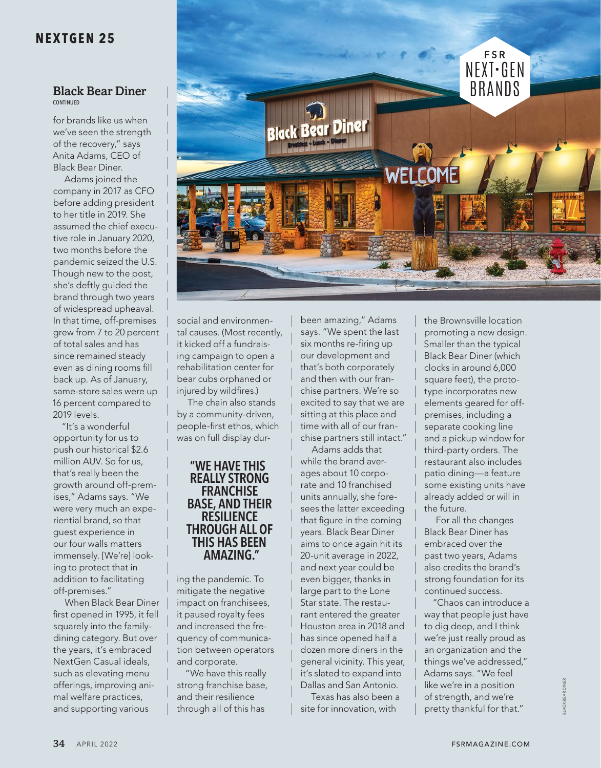### Black Bear Diner

CONTINUED

for brands like us when we've seen the strength of the recovery," says Anita Adams, CEO of Black Bear Diner.

Adams joined the company in 2017 as CFO before adding president to her title in 2019. She assumed the chief executive role in January 2020, two months before the pandemic seized the U.S. Though new to the post, she's deftly guided the brand through two years of widespread upheaval. In that time, off-premises grew from 7 to 20 percent of total sales and has since remained steady even as dining rooms fill back up. As of January, same-store sales were up 16 percent compared to 2019 levels.

"It's a wonderful opportunity for us to push our historical $2.6 million AUV. So for us, that's really been the growth around off-premises," Adams says. "We were very much an experiential brand, so that guest experience in our four walls matters immensely. [We're] looking to protect that in addition to facilitating off-premises."

When Black Bear Diner first opened in 1995, it fell squarely into the family-dining category. But over the years, it's embraced NextGen Casual ideals, such as elevating menu offerings, improving animal welfare practices, and supporting various social and environmental causes. (Most recently, it kicked off a fundraising campaign to open a rehabilitation center for bear cubs orphaned or injured by wildfires.)

The chain also stands by a community-driven, people-first ethos, which was on full display during the pandemic. To mitigate the negative impact on franchisees, it paused royalty fees and increased the frequency of communication between operators and corporate.

**"WE HAVE THIS REALLY STRONG FRANCHISE BASE, AND THEIR RESILIENCE THROUGH ALL OF THIS HAS BEEN AMAZING."**

"We have this really strong franchise base, and their resilience through all of this has been amazing," Adams says. "We spent the last six months re-firing up our development and that's both corporately and then with our franchise partners. We're so excited to say that we are sitting at this place and time with all of our franchise partners still intact."

Adams adds that while the brand averages about 10 corporate and 10 franchised units annually, she foresees the latter exceeding that figure in the coming years. Black Bear Diner aims to once again hit its 20-unit average in 2022, and next year could be even bigger, thanks in large part to the Lone Star state. The restaurant entered the greater Houston area in 2018 and has since opened half a dozen more diners in the general vicinity. This year, it's slated to expand into Dallas and San Antonio.

Texas has also been a site for innovation, with the Brownsville location promoting a new design. Smaller than the typical Black Bear Diner (which clocks in around 6,000 square feet), the prototype incorporates new elements geared for off-premises, including a separate cooking line and a pickup window for third-party orders. The restaurant also includes patio dining—a feature some existing units have already added or will in the future.

For all the changes Black Bear Diner has embraced over the past two years, Adams also credits the brand's strong foundation for its continued success.

"Chaos can introduce a way that people just have to dig deep, and I think we're just really proud as an organization and the things we've addressed," Adams says. "We feel like we're in a position of strength, and we're pretty thankful for that."